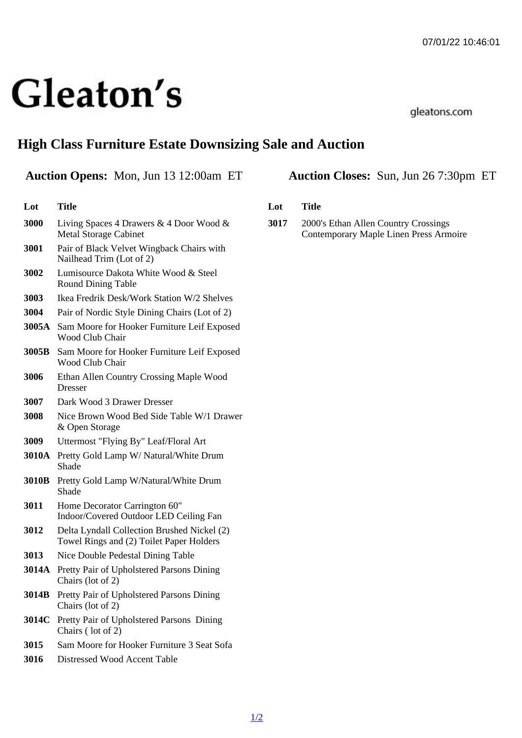# Gleaton's

gleatons.com

## High Class Furniture Estate Downsizing Sale and Auction

**Auction Opens:** Mon, Jun 13 12:00am ET **Auction Closes:** Sun, Jun 26 7:30pm ET

| Lot | Title |
|---|---|
| 3000 | Living Spaces 4 Drawers & 4 Door Wood & Metal Storage Cabinet |
| 3001 | Pair of Black Velvet Wingback Chairs with Nailhead Trim (Lot of 2) |
| 3002 | Lumisource Dakota White Wood & Steel Round Dining Table |
| 3003 | Ikea Fredrik Desk/Work Station W/2 Shelves |
| 3004 | Pair of Nordic Style Dining Chairs (Lot of 2) |
| 3005A | Sam Moore for Hooker Furniture Leif Exposed Wood Club Chair |
| 3005B | Sam Moore for Hooker Furniture Leif Exposed Wood Club Chair |
| 3006 | Ethan Allen Country Crossing Maple Wood Dresser |
| 3007 | Dark Wood 3 Drawer Dresser |
| 3008 | Nice Brown Wood Bed Side Table W/1 Drawer & Open Storage |
| 3009 | Uttermost "Flying By" Leaf/Floral Art |
| 3010A | Pretty Gold Lamp W/ Natural/White Drum Shade |
| 3010B | Pretty Gold Lamp W/Natural/White Drum Shade |
| 3011 | Home Decorator Carrington 60" Indoor/Covered Outdoor LED Ceiling Fan |
| 3012 | Delta Lyndall Collection Brushed Nickel (2) Towel Rings and (2) Toilet Paper Holders |
| 3013 | Nice Double Pedestal Dining Table |
| 3014A | Pretty Pair of Upholstered Parsons Dining Chairs (lot of 2) |
| 3014B | Pretty Pair of Upholstered Parsons Dining Chairs (lot of 2) |
| 3014C | Pretty Pair of Upholstered Parsons Dining Chairs ( lot of 2) |
| 3015 | Sam Moore for Hooker Furniture 3 Seat Sofa |
| 3016 | Distressed Wood Accent Table |
| 3017 | 2000's Ethan Allen Country Crossings Contemporary Maple Linen Press Armoire |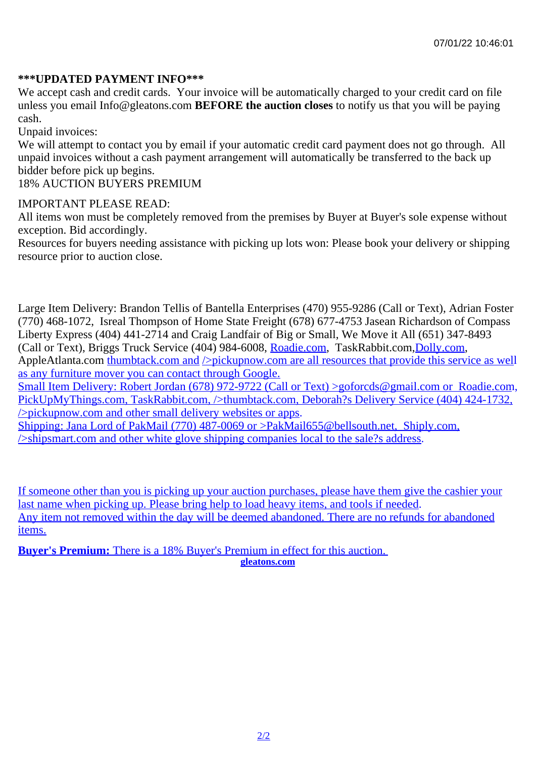**\*\*\*UPDATED PAYMENT INFO\*\*\***

We accept cash and credit cards. Your invoice will be automatically charged to your credit card on file unless you email Info@gleatons.com **BEFORE the auction closes** to notify us that you will be paying cash.

Unpaid invoices:

We will attempt to contact you by email if your automatic credit card payment does not go through. All unpaid invoices without a cash payment arrangement will automatically be transferred to the back up bidder before pick up begins.

18% AUCTION BUYERS PREMIUM

IMPORTANT PLEASE READ:

All items won must be completely removed from the premises by Buyer at Buyer's sole expense without exception. Bid accordingly.

Resources for buyers needing assistance with picking up lots won: Please book your delivery or shipping resource prior to auction close.

Large Item Delivery: Brandon Tellis of Bantella Enterprises (470) 955-9286 (Call or Text), Adrian Foster (770) 468-1072, Isreal Thompson of Home State Freight (678) 677-4753 Jasean Richardson of Compass Liberty Express (404) 441-2714 and Craig Landfair of Big or Small, We Move it All (651) 347-8493 (Call or Text), Briggs Truck Service (404) 984-6008, Roadie.com, TaskRabbit.com,Dolly.com, AppleAtlanta.com thumbtack.com and />pickupnow.com are all resources that provide this service as well as any furniture mover you can contact through Google.

Small Item Delivery: Robert Jordan (678) 972-9722 (Call or Text) >goforcds@gmail.com or Roadie.com, PickUpMyThings.com, TaskRabbit.com, />thumbtack.com, Deborah?s Delivery Service (404) 424-1732, />pickupnow.com and other small delivery websites or apps.

Shipping: Jana Lord of PakMail (770) 487-0069 or >PakMail655@bellsouth.net, Shiply.com, />shipsmart.com and other white glove shipping companies local to the sale?s address.

If someone other than you is picking up your auction purchases, please have them give the cashier your last name when picking up. Please bring help to load heavy items, and tools if needed.

Any item not removed within the day will be deemed abandoned. There are no refunds for abandoned items.

**Buyer's Premium:** There is a 18% Buyer's Premium in effect for this auction.

**gleatons.com**